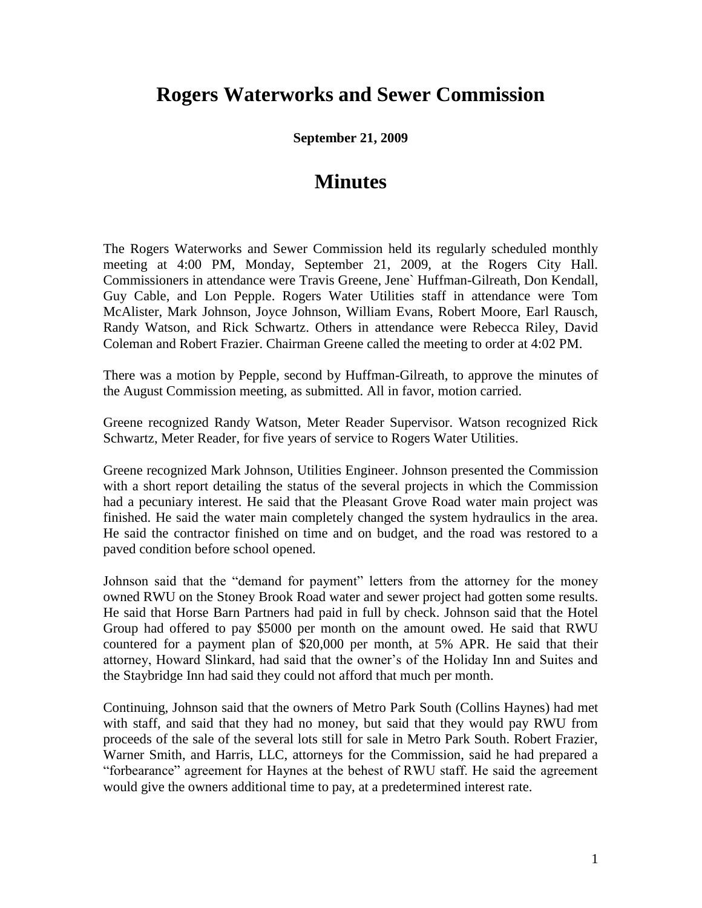# Rogers Waterworks and Sewer Commission

**September 21, 2009**

# Minutes

The Rogers Waterworks and Sewer Commission held its regularly scheduled monthly meeting at 4:00 PM, Monday, September 21, 2009, at the Rogers City Hall. Commissioners in attendance were Travis Greene, Jene` Huffman-Gilreath, Don Kendall, Guy Cable, and Lon Pepple. Rogers Water Utilities staff in attendance were Tom McAlister, Mark Johnson, Joyce Johnson, William Evans, Robert Moore, Earl Rausch, Randy Watson, and Rick Schwartz. Others in attendance were Rebecca Riley, David Coleman and Robert Frazier. Chairman Greene called the meeting to order at 4:02 PM.

There was a motion by Pepple, second by Huffman-Gilreath, to approve the minutes of the August Commission meeting, as submitted. All in favor, motion carried.

Greene recognized Randy Watson, Meter Reader Supervisor. Watson recognized Rick Schwartz, Meter Reader, for five years of service to Rogers Water Utilities.

Greene recognized Mark Johnson, Utilities Engineer. Johnson presented the Commission with a short report detailing the status of the several projects in which the Commission had a pecuniary interest. He said that the Pleasant Grove Road water main project was finished. He said the water main completely changed the system hydraulics in the area. He said the contractor finished on time and on budget, and the road was restored to a paved condition before school opened.

Johnson said that the "demand for payment" letters from the attorney for the money owned RWU on the Stoney Brook Road water and sewer project had gotten some results. He said that Horse Barn Partners had paid in full by check. Johnson said that the Hotel Group had offered to pay $5000 per month on the amount owed. He said that RWU countered for a payment plan of $20,000 per month, at 5% APR. He said that their attorney, Howard Slinkard, had said that the owner's of the Holiday Inn and Suites and the Staybridge Inn had said they could not afford that much per month.

Continuing, Johnson said that the owners of Metro Park South (Collins Haynes) had met with staff, and said that they had no money, but said that they would pay RWU from proceeds of the sale of the several lots still for sale in Metro Park South. Robert Frazier, Warner Smith, and Harris, LLC, attorneys for the Commission, said he had prepared a "forbearance" agreement for Haynes at the behest of RWU staff. He said the agreement would give the owners additional time to pay, at a predetermined interest rate.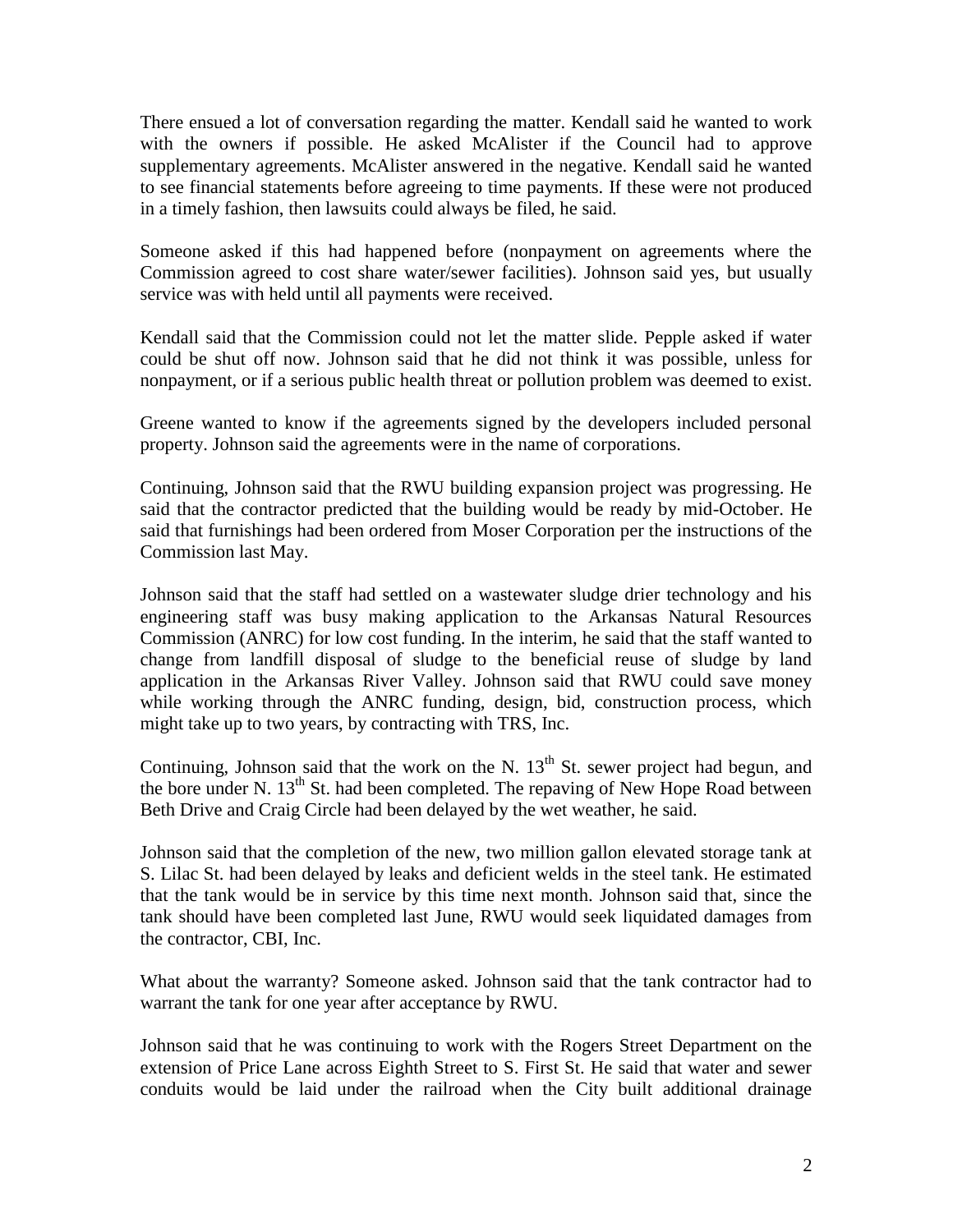There ensued a lot of conversation regarding the matter. Kendall said he wanted to work with the owners if possible. He asked McAlister if the Council had to approve supplementary agreements. McAlister answered in the negative. Kendall said he wanted to see financial statements before agreeing to time payments. If these were not produced in a timely fashion, then lawsuits could always be filed, he said.

Someone asked if this had happened before (nonpayment on agreements where the Commission agreed to cost share water/sewer facilities). Johnson said yes, but usually service was with held until all payments were received.

Kendall said that the Commission could not let the matter slide. Pepple asked if water could be shut off now. Johnson said that he did not think it was possible, unless for nonpayment, or if a serious public health threat or pollution problem was deemed to exist.

Greene wanted to know if the agreements signed by the developers included personal property. Johnson said the agreements were in the name of corporations.

Continuing, Johnson said that the RWU building expansion project was progressing. He said that the contractor predicted that the building would be ready by mid-October. He said that furnishings had been ordered from Moser Corporation per the instructions of the Commission last May.

Johnson said that the staff had settled on a wastewater sludge drier technology and his engineering staff was busy making application to the Arkansas Natural Resources Commission (ANRC) for low cost funding. In the interim, he said that the staff wanted to change from landfill disposal of sludge to the beneficial reuse of sludge by land application in the Arkansas River Valley. Johnson said that RWU could save money while working through the ANRC funding, design, bid, construction process, which might take up to two years, by contracting with TRS, Inc.

Continuing, Johnson said that the work on the N. 13th St. sewer project had begun, and the bore under N. 13th St. had been completed. The repaving of New Hope Road between Beth Drive and Craig Circle had been delayed by the wet weather, he said.

Johnson said that the completion of the new, two million gallon elevated storage tank at S. Lilac St. had been delayed by leaks and deficient welds in the steel tank. He estimated that the tank would be in service by this time next month. Johnson said that, since the tank should have been completed last June, RWU would seek liquidated damages from the contractor, CBI, Inc.

What about the warranty? Someone asked. Johnson said that the tank contractor had to warrant the tank for one year after acceptance by RWU.

Johnson said that he was continuing to work with the Rogers Street Department on the extension of Price Lane across Eighth Street to S. First St. He said that water and sewer conduits would be laid under the railroad when the City built additional drainage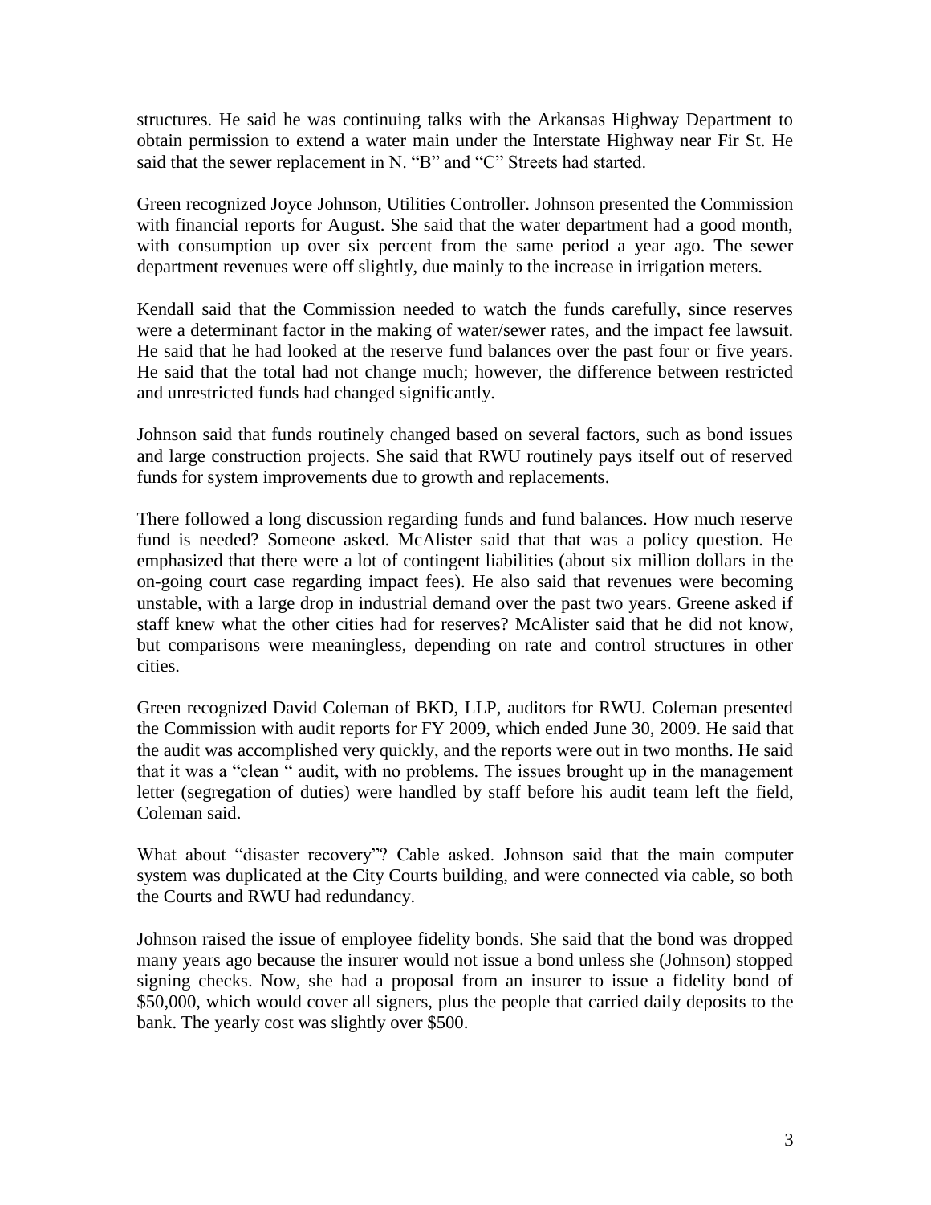structures. He said he was continuing talks with the Arkansas Highway Department to obtain permission to extend a water main under the Interstate Highway near Fir St. He said that the sewer replacement in N. "B" and "C" Streets had started.

Green recognized Joyce Johnson, Utilities Controller. Johnson presented the Commission with financial reports for August. She said that the water department had a good month, with consumption up over six percent from the same period a year ago. The sewer department revenues were off slightly, due mainly to the increase in irrigation meters.

Kendall said that the Commission needed to watch the funds carefully, since reserves were a determinant factor in the making of water/sewer rates, and the impact fee lawsuit. He said that he had looked at the reserve fund balances over the past four or five years. He said that the total had not change much; however, the difference between restricted and unrestricted funds had changed significantly.

Johnson said that funds routinely changed based on several factors, such as bond issues and large construction projects. She said that RWU routinely pays itself out of reserved funds for system improvements due to growth and replacements.

There followed a long discussion regarding funds and fund balances. How much reserve fund is needed? Someone asked. McAlister said that that was a policy question. He emphasized that there were a lot of contingent liabilities (about six million dollars in the on-going court case regarding impact fees). He also said that revenues were becoming unstable, with a large drop in industrial demand over the past two years. Greene asked if staff knew what the other cities had for reserves? McAlister said that he did not know, but comparisons were meaningless, depending on rate and control structures in other cities.

Green recognized David Coleman of BKD, LLP, auditors for RWU. Coleman presented the Commission with audit reports for FY 2009, which ended June 30, 2009. He said that the audit was accomplished very quickly, and the reports were out in two months. He said that it was a "clean " audit, with no problems. The issues brought up in the management letter (segregation of duties) were handled by staff before his audit team left the field, Coleman said.

What about "disaster recovery"? Cable asked. Johnson said that the main computer system was duplicated at the City Courts building, and were connected via cable, so both the Courts and RWU had redundancy.

Johnson raised the issue of employee fidelity bonds. She said that the bond was dropped many years ago because the insurer would not issue a bond unless she (Johnson) stopped signing checks. Now, she had a proposal from an insurer to issue a fidelity bond of $50,000, which would cover all signers, plus the people that carried daily deposits to the bank. The yearly cost was slightly over $500.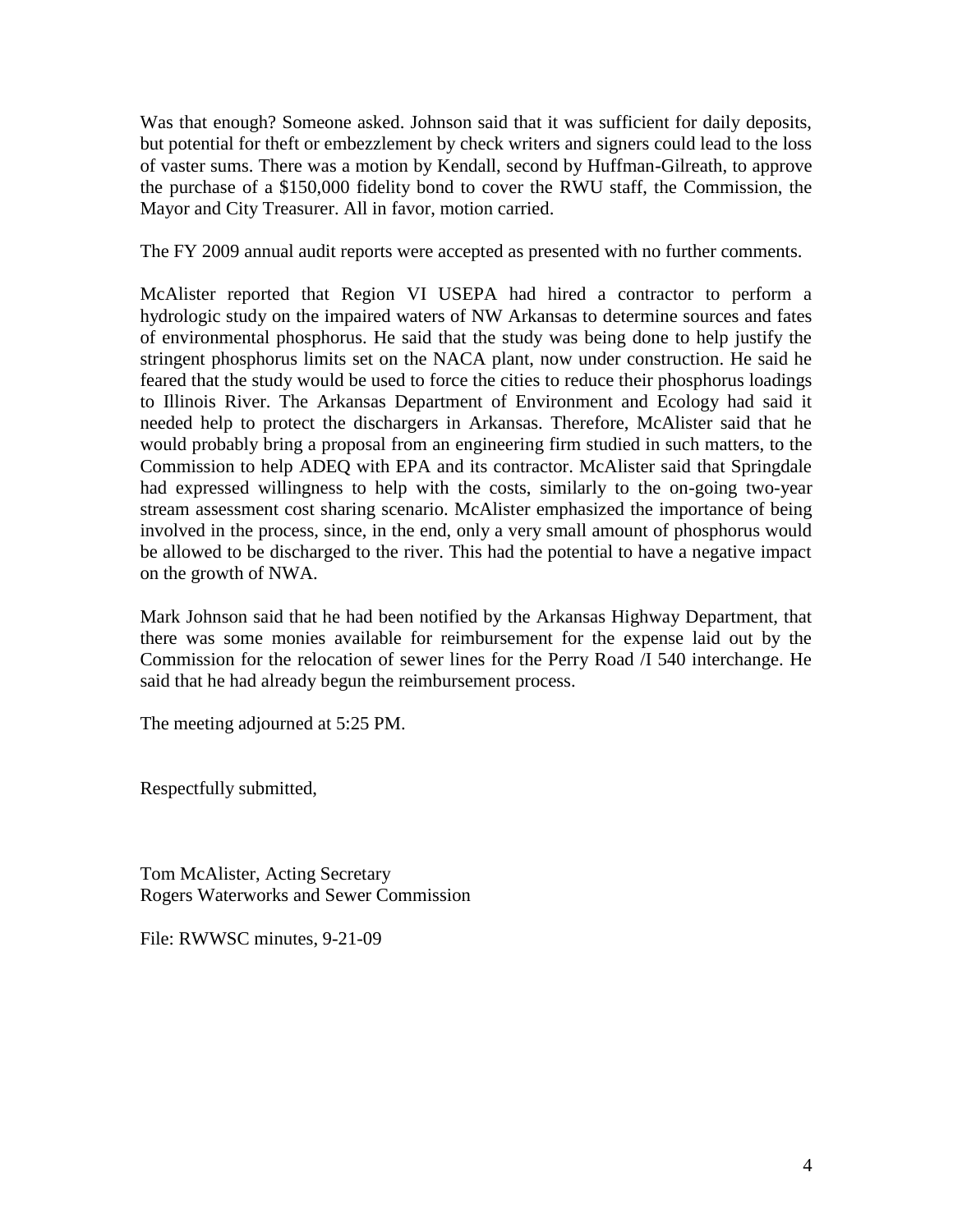Was that enough? Someone asked. Johnson said that it was sufficient for daily deposits, but potential for theft or embezzlement by check writers and signers could lead to the loss of vaster sums. There was a motion by Kendall, second by Huffman-Gilreath, to approve the purchase of a $150,000 fidelity bond to cover the RWU staff, the Commission, the Mayor and City Treasurer. All in favor, motion carried.

The FY 2009 annual audit reports were accepted as presented with no further comments.

McAlister reported that Region VI USEPA had hired a contractor to perform a hydrologic study on the impaired waters of NW Arkansas to determine sources and fates of environmental phosphorus. He said that the study was being done to help justify the stringent phosphorus limits set on the NACA plant, now under construction. He said he feared that the study would be used to force the cities to reduce their phosphorus loadings to Illinois River. The Arkansas Department of Environment and Ecology had said it needed help to protect the dischargers in Arkansas. Therefore, McAlister said that he would probably bring a proposal from an engineering firm studied in such matters, to the Commission to help ADEQ with EPA and its contractor. McAlister said that Springdale had expressed willingness to help with the costs, similarly to the on-going two-year stream assessment cost sharing scenario. McAlister emphasized the importance of being involved in the process, since, in the end, only a very small amount of phosphorus would be allowed to be discharged to the river. This had the potential to have a negative impact on the growth of NWA.

Mark Johnson said that he had been notified by the Arkansas Highway Department, that there was some monies available for reimbursement for the expense laid out by the Commission for the relocation of sewer lines for the Perry Road /I 540 interchange. He said that he had already begun the reimbursement process.

The meeting adjourned at 5:25 PM.

Respectfully submitted,

Tom McAlister, Acting Secretary  
Rogers Waterworks and Sewer Commission

File: RWWSC minutes, 9-21-09